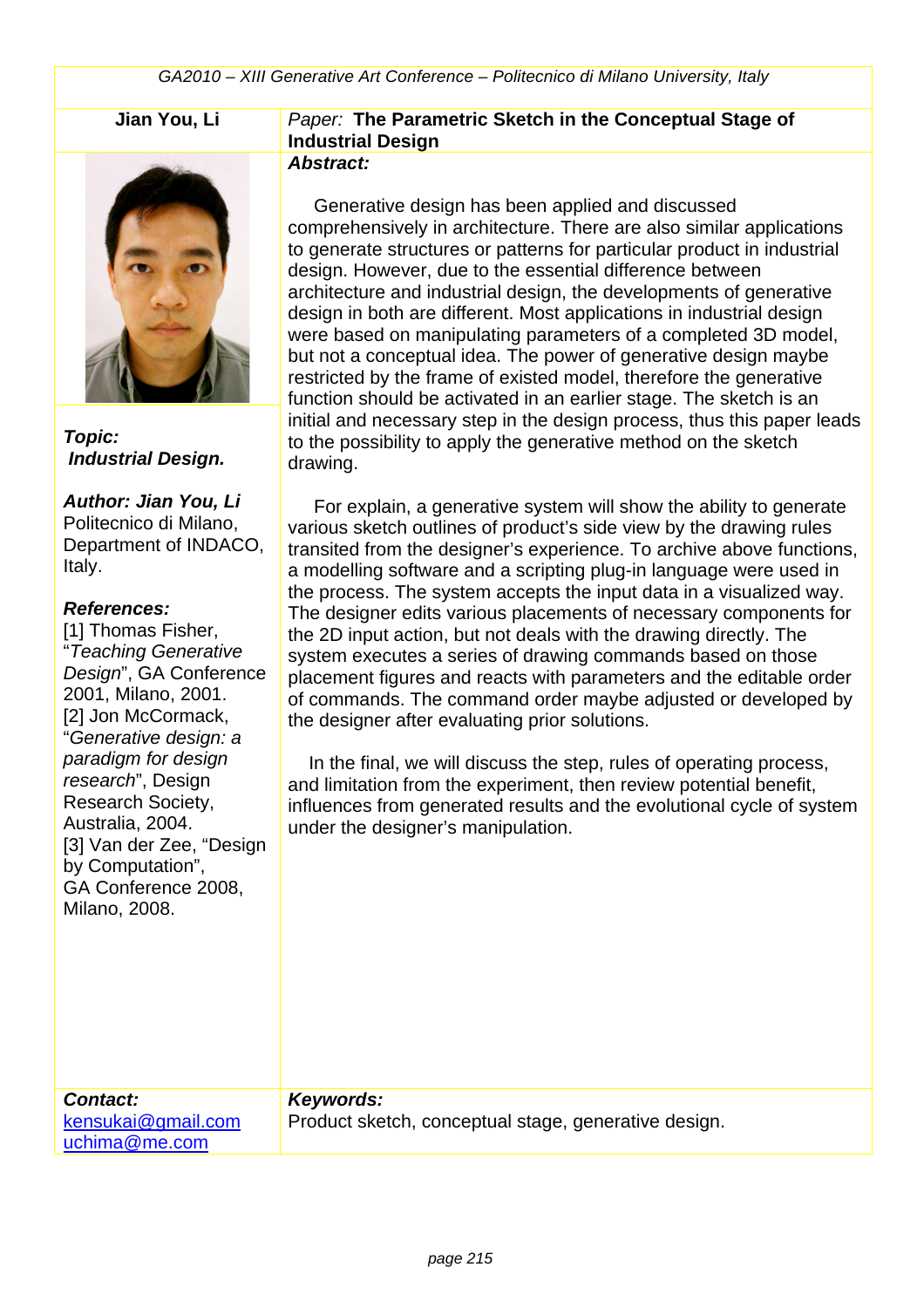**Jian You, Li**

*Paper:* **The Parametric Sketch in the Conceptual Stage of Industrial Design**

***Abstract:***

Generative design has been applied and discussed comprehensively in architecture. There are also similar applications to generate structures or patterns for particular product in industrial design. However, due to the essential difference between architecture and industrial design, the developments of generative design in both are different. Most applications in industrial design were based on manipulating parameters of a completed 3D model, but not a conceptual idea. The power of generative design maybe restricted by the frame of existed model, therefore the generative function should be activated in an earlier stage. The sketch is an initial and necessary step in the design process, thus this paper leads to the possibility to apply the generative method on the sketch drawing.

For explain, a generative system will show the ability to generate various sketch outlines of product's side view by the drawing rules transited from the designer's experience. To archive above functions, a modelling software and a scripting plug-in language were used in the process. The system accepts the input data in a visualized way. The designer edits various placements of necessary components for the 2D input action, but not deals with the drawing directly. The system executes a series of drawing commands based on those placement figures and reacts with parameters and the editable order of commands. The command order maybe adjusted or developed by the designer after evaluating prior solutions.

In the final, we will discuss the step, rules of operating process, and limitation from the experiment, then review potential benefit, influences from generated results and the evolutional cycle of system under the designer's manipulation.

***Topic:***
***Industrial Design.***

***Author: Jian You, Li***
Politecnico di Milano, Department of INDACO, Italy.

***References:***
[1] Thomas Fisher, "*Teaching Generative Design*", GA Conference 2001, Milano, 2001.
[2] Jon McCormack, "*Generative design: a paradigm for design research*", Design Research Society, Australia, 2004.
[3] Van der Zee, "Design by Computation", GA Conference 2008, Milano, 2008.

***Contact:***
kensukai@gmail.com
uchima@me.com

***Keywords:***
Product sketch, conceptual stage, generative design.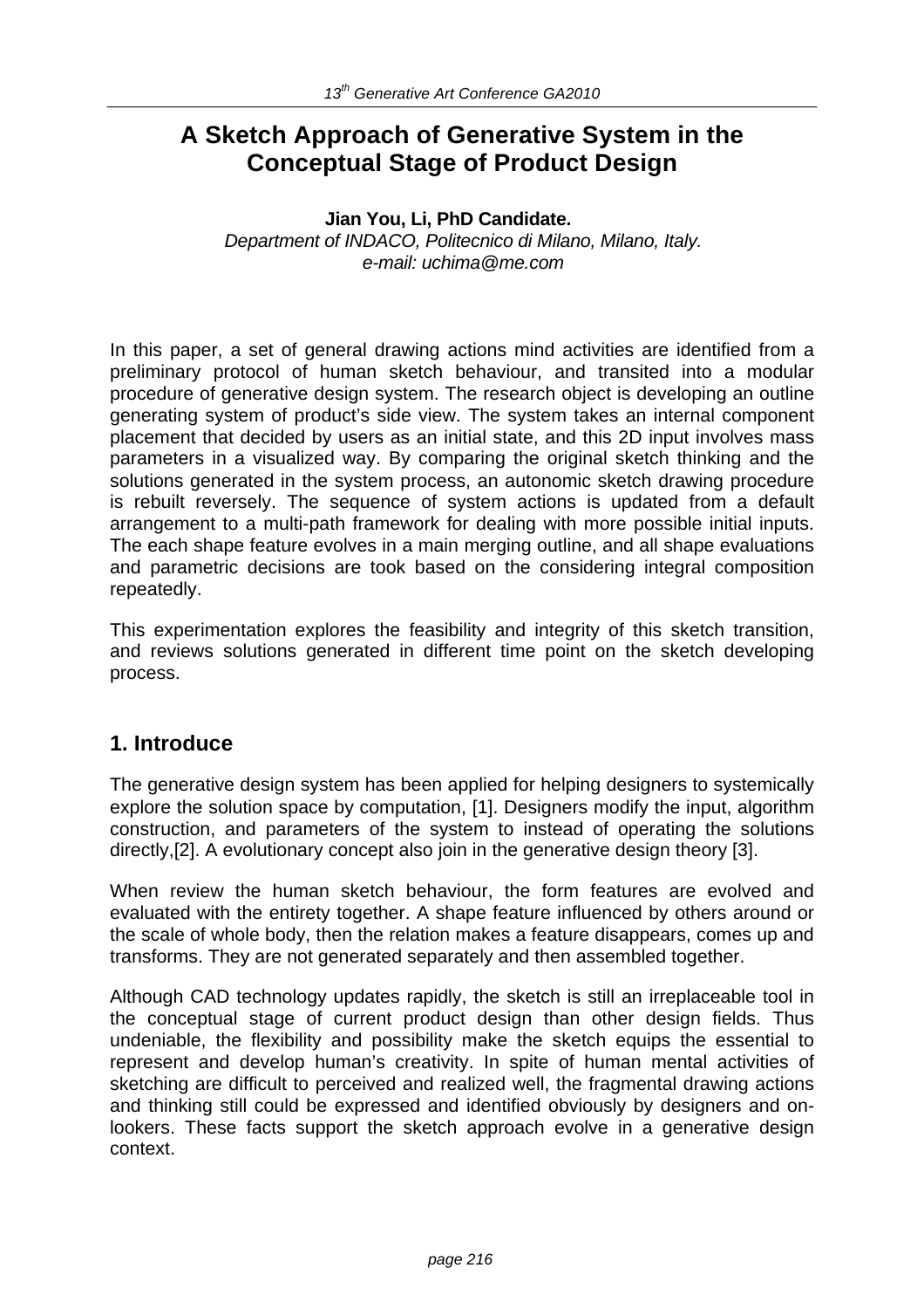# A Sketch Approach of Generative System in the Conceptual Stage of Product Design

**Jian You, Li, PhD Candidate.**
*Department of INDACO, Politecnico di Milano, Milano, Italy.*
*e-mail: uchima@me.com*

In this paper, a set of general drawing actions mind activities are identified from a preliminary protocol of human sketch behaviour, and transited into a modular procedure of generative design system. The research object is developing an outline generating system of product's side view. The system takes an internal component placement that decided by users as an initial state, and this 2D input involves mass parameters in a visualized way. By comparing the original sketch thinking and the solutions generated in the system process, an autonomic sketch drawing procedure is rebuilt reversely. The sequence of system actions is updated from a default arrangement to a multi-path framework for dealing with more possible initial inputs. The each shape feature evolves in a main merging outline, and all shape evaluations and parametric decisions are took based on the considering integral composition repeatedly.

This experimentation explores the feasibility and integrity of this sketch transition, and reviews solutions generated in different time point on the sketch developing process.

## 1. Introduce

The generative design system has been applied for helping designers to systemically explore the solution space by computation, [1]. Designers modify the input, algorithm construction, and parameters of the system to instead of operating the solutions directly,[2]. A evolutionary concept also join in the generative design theory [3].

When review the human sketch behaviour, the form features are evolved and evaluated with the entirety together. A shape feature influenced by others around or the scale of whole body, then the relation makes a feature disappears, comes up and transforms. They are not generated separately and then assembled together.

Although CAD technology updates rapidly, the sketch is still an irreplaceable tool in the conceptual stage of current product design than other design fields. Thus undeniable, the flexibility and possibility make the sketch equips the essential to represent and develop human's creativity. In spite of human mental activities of sketching are difficult to perceived and realized well, the fragmental drawing actions and thinking still could be expressed and identified obviously by designers and on-lookers. These facts support the sketch approach evolve in a generative design context.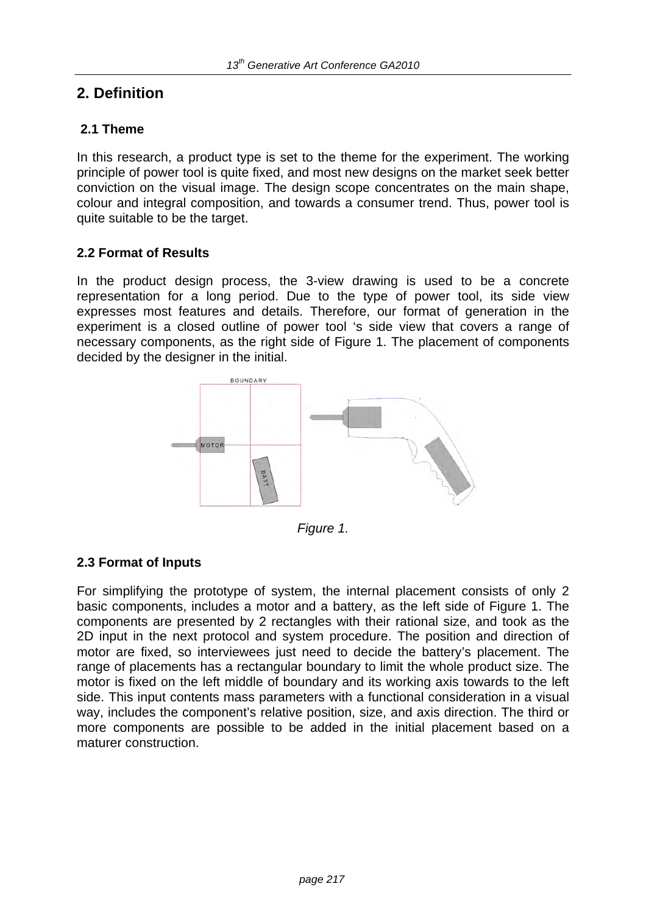## 2. Definition

### 2.1 Theme

In this research, a product type is set to the theme for the experiment. The working principle of power tool is quite fixed, and most new designs on the market seek better conviction on the visual image. The design scope concentrates on the main shape, colour and integral composition, and towards a consumer trend. Thus, power tool is quite suitable to be the target.

### 2.2 Format of Results

In the product design process, the 3-view drawing is used to be a concrete representation for a long period. Due to the type of power tool, its side view expresses most features and details. Therefore, our format of generation in the experiment is a closed outline of power tool 's side view that covers a range of necessary components, as the right side of Figure 1. The placement of components decided by the designer in the initial.

*Figure 1.*

### 2.3 Format of Inputs

For simplifying the prototype of system, the internal placement consists of only 2 basic components, includes a motor and a battery, as the left side of Figure 1. The components are presented by 2 rectangles with their rational size, and took as the 2D input in the next protocol and system procedure. The position and direction of motor are fixed, so interviewees just need to decide the battery's placement. The range of placements has a rectangular boundary to limit the whole product size. The motor is fixed on the left middle of boundary and its working axis towards to the left side. This input contents mass parameters with a functional consideration in a visual way, includes the component's relative position, size, and axis direction. The third or more components are possible to be added in the initial placement based on a maturer construction.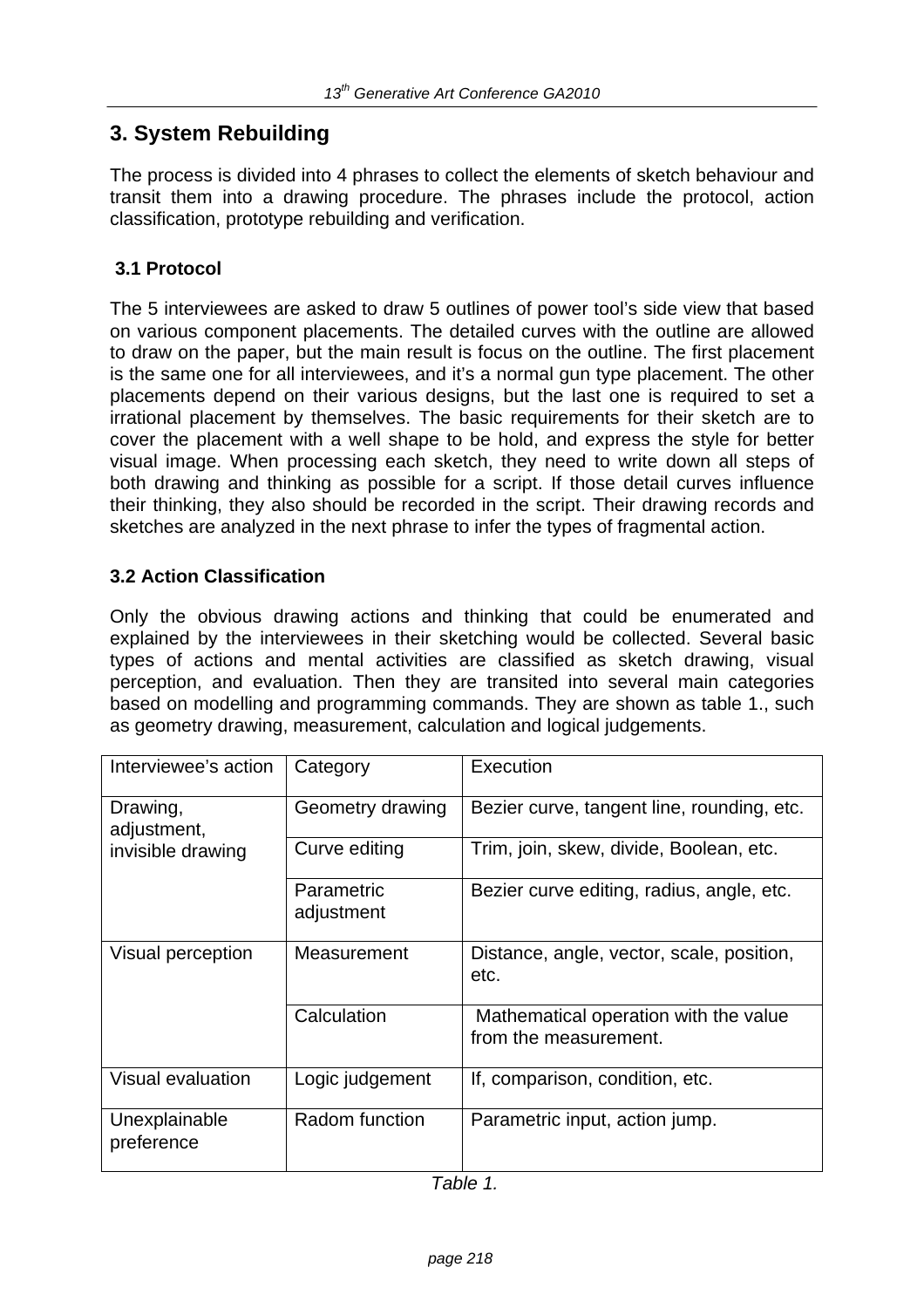## 3. System Rebuilding

The process is divided into 4 phrases to collect the elements of sketch behaviour and transit them into a drawing procedure. The phrases include the protocol, action classification, prototype rebuilding and verification.

### 3.1 Protocol

The 5 interviewees are asked to draw 5 outlines of power tool's side view that based on various component placements. The detailed curves with the outline are allowed to draw on the paper, but the main result is focus on the outline. The first placement is the same one for all interviewees, and it's a normal gun type placement. The other placements depend on their various designs, but the last one is required to set a irrational placement by themselves. The basic requirements for their sketch are to cover the placement with a well shape to be hold, and express the style for better visual image. When processing each sketch, they need to write down all steps of both drawing and thinking as possible for a script. If those detail curves influence their thinking, they also should be recorded in the script. Their drawing records and sketches are analyzed in the next phrase to infer the types of fragmental action.

### 3.2 Action Classification

Only the obvious drawing actions and thinking that could be enumerated and explained by the interviewees in their sketching would be collected. Several basic types of actions and mental activities are classified as sketch drawing, visual perception, and evaluation. Then they are transited into several main categories based on modelling and programming commands. They are shown as table 1., such as geometry drawing, measurement, calculation and logical judgements.

| Interviewee's action | Category | Execution |
|---|---|---|
| Drawing, adjustment, invisible drawing | Geometry drawing | Bezier curve, tangent line, rounding, etc. |
| | Curve editing | Trim, join, skew, divide, Boolean, etc. |
| | Parametric adjustment | Bezier curve editing, radius, angle, etc. |
| Visual perception | Measurement | Distance, angle, vector, scale, position, etc. |
| | Calculation | Mathematical operation with the value from the measurement. |
| Visual evaluation | Logic judgement | If, comparison, condition, etc. |
| Unexplainable preference | Radom function | Parametric input, action jump. |

*Table 1.*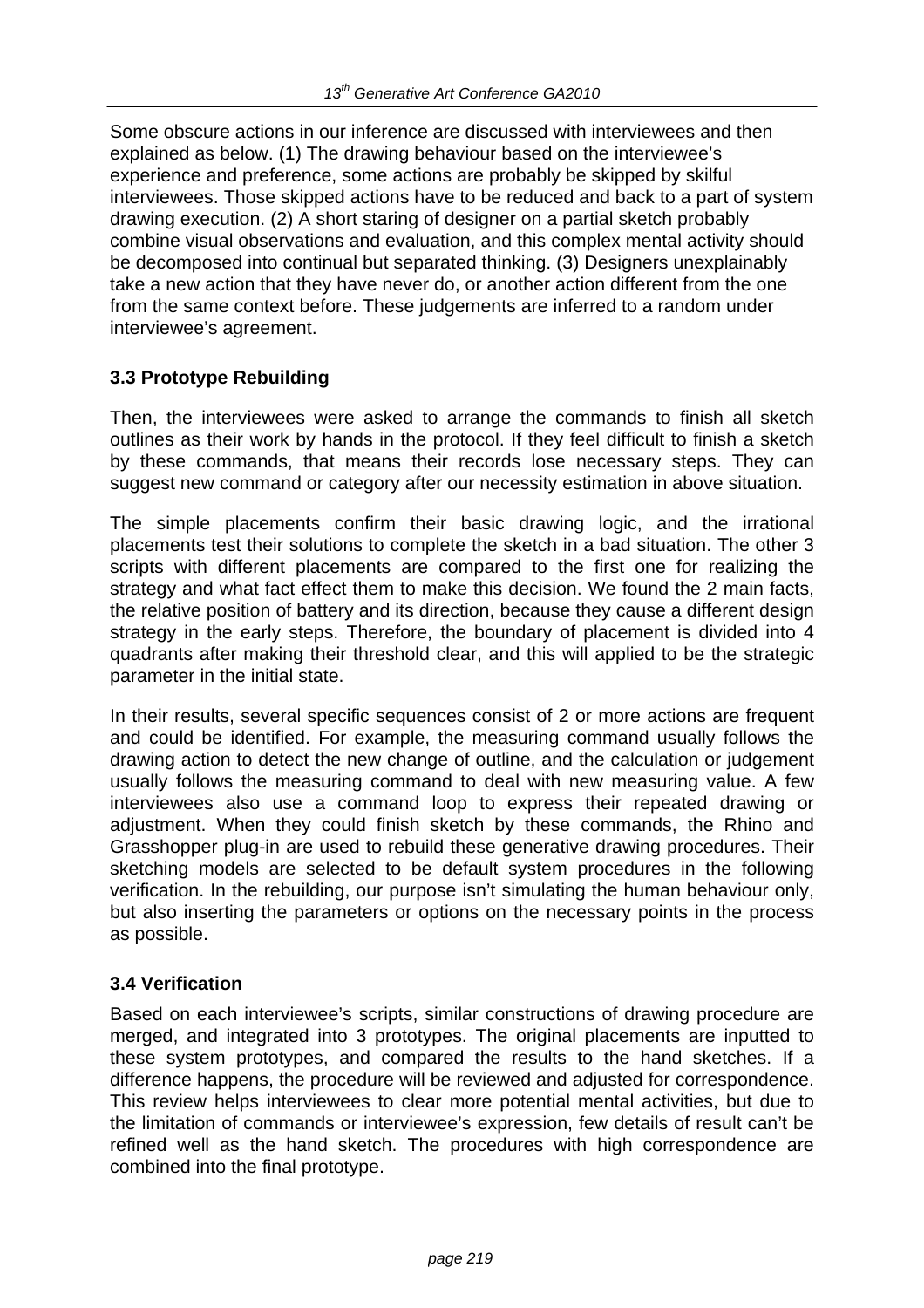Some obscure actions in our inference are discussed with interviewees and then explained as below. (1) The drawing behaviour based on the interviewee's experience and preference, some actions are probably be skipped by skilful interviewees. Those skipped actions have to be reduced and back to a part of system drawing execution. (2) A short staring of designer on a partial sketch probably combine visual observations and evaluation, and this complex mental activity should be decomposed into continual but separated thinking. (3) Designers unexplainably take a new action that they have never do, or another action different from the one from the same context before. These judgements are inferred to a random under interviewee's agreement.

### 3.3 Prototype Rebuilding

Then, the interviewees were asked to arrange the commands to finish all sketch outlines as their work by hands in the protocol. If they feel difficult to finish a sketch by these commands, that means their records lose necessary steps. They can suggest new command or category after our necessity estimation in above situation.

The simple placements confirm their basic drawing logic, and the irrational placements test their solutions to complete the sketch in a bad situation. The other 3 scripts with different placements are compared to the first one for realizing the strategy and what fact effect them to make this decision. We found the 2 main facts, the relative position of battery and its direction, because they cause a different design strategy in the early steps. Therefore, the boundary of placement is divided into 4 quadrants after making their threshold clear, and this will applied to be the strategic parameter in the initial state.

In their results, several specific sequences consist of 2 or more actions are frequent and could be identified. For example, the measuring command usually follows the drawing action to detect the new change of outline, and the calculation or judgement usually follows the measuring command to deal with new measuring value. A few interviewees also use a command loop to express their repeated drawing or adjustment. When they could finish sketch by these commands, the Rhino and Grasshopper plug-in are used to rebuild these generative drawing procedures. Their sketching models are selected to be default system procedures in the following verification. In the rebuilding, our purpose isn't simulating the human behaviour only, but also inserting the parameters or options on the necessary points in the process as possible.

### 3.4 Verification

Based on each interviewee's scripts, similar constructions of drawing procedure are merged, and integrated into 3 prototypes. The original placements are inputted to these system prototypes, and compared the results to the hand sketches. If a difference happens, the procedure will be reviewed and adjusted for correspondence. This review helps interviewees to clear more potential mental activities, but due to the limitation of commands or interviewee's expression, few details of result can't be refined well as the hand sketch. The procedures with high correspondence are combined into the final prototype.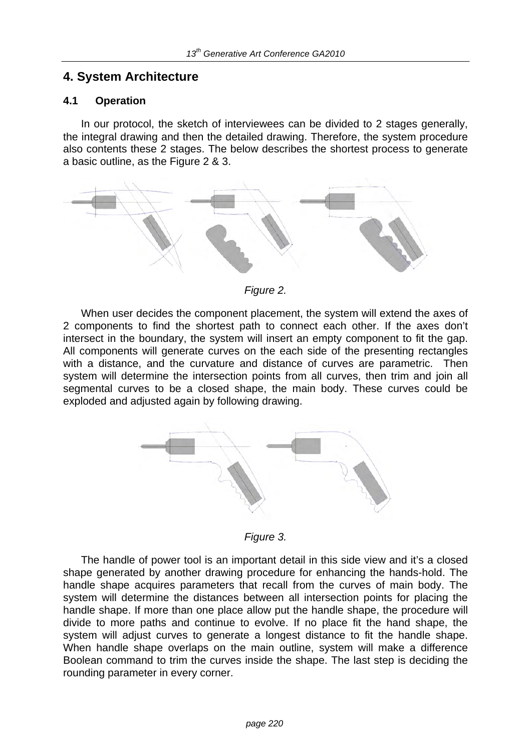## 4. System Architecture

### 4.1 Operation

In our protocol, the sketch of interviewees can be divided to 2 stages generally, the integral drawing and then the detailed drawing. Therefore, the system procedure also contents these 2 stages. The below describes the shortest process to generate a basic outline, as the Figure 2 & 3.

*Figure 2.*

When user decides the component placement, the system will extend the axes of 2 components to find the shortest path to connect each other. If the axes don't intersect in the boundary, the system will insert an empty component to fit the gap. All components will generate curves on the each side of the presenting rectangles with a distance, and the curvature and distance of curves are parametric. Then system will determine the intersection points from all curves, then trim and join all segmental curves to be a closed shape, the main body. These curves could be exploded and adjusted again by following drawing.

*Figure 3.*

The handle of power tool is an important detail in this side view and it's a closed shape generated by another drawing procedure for enhancing the hands-hold. The handle shape acquires parameters that recall from the curves of main body. The system will determine the distances between all intersection points for placing the handle shape. If more than one place allow put the handle shape, the procedure will divide to more paths and continue to evolve. If no place fit the hand shape, the system will adjust curves to generate a longest distance to fit the handle shape. When handle shape overlaps on the main outline, system will make a difference Boolean command to trim the curves inside the shape. The last step is deciding the rounding parameter in every corner.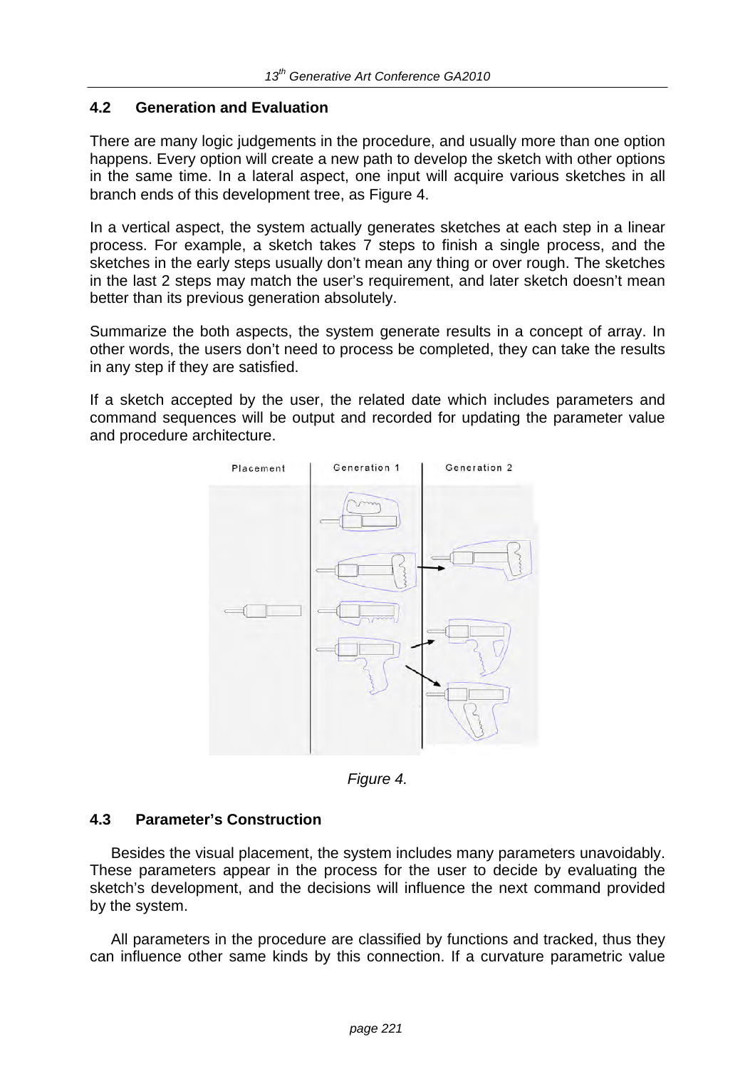### 4.2 Generation and Evaluation

There are many logic judgements in the procedure, and usually more than one option happens. Every option will create a new path to develop the sketch with other options in the same time. In a lateral aspect, one input will acquire various sketches in all branch ends of this development tree, as Figure 4.

In a vertical aspect, the system actually generates sketches at each step in a linear process. For example, a sketch takes 7 steps to finish a single process, and the sketches in the early steps usually don't mean any thing or over rough. The sketches in the last 2 steps may match the user's requirement, and later sketch doesn't mean better than its previous generation absolutely.

Summarize the both aspects, the system generate results in a concept of array. In other words, the users don't need to process be completed, they can take the results in any step if they are satisfied.

If a sketch accepted by the user, the related date which includes parameters and command sequences will be output and recorded for updating the parameter value and procedure architecture.

*Figure 4.*

### 4.3 Parameter's Construction

Besides the visual placement, the system includes many parameters unavoidably. These parameters appear in the process for the user to decide by evaluating the sketch's development, and the decisions will influence the next command provided by the system.

All parameters in the procedure are classified by functions and tracked, thus they can influence other same kinds by this connection. If a curvature parametric value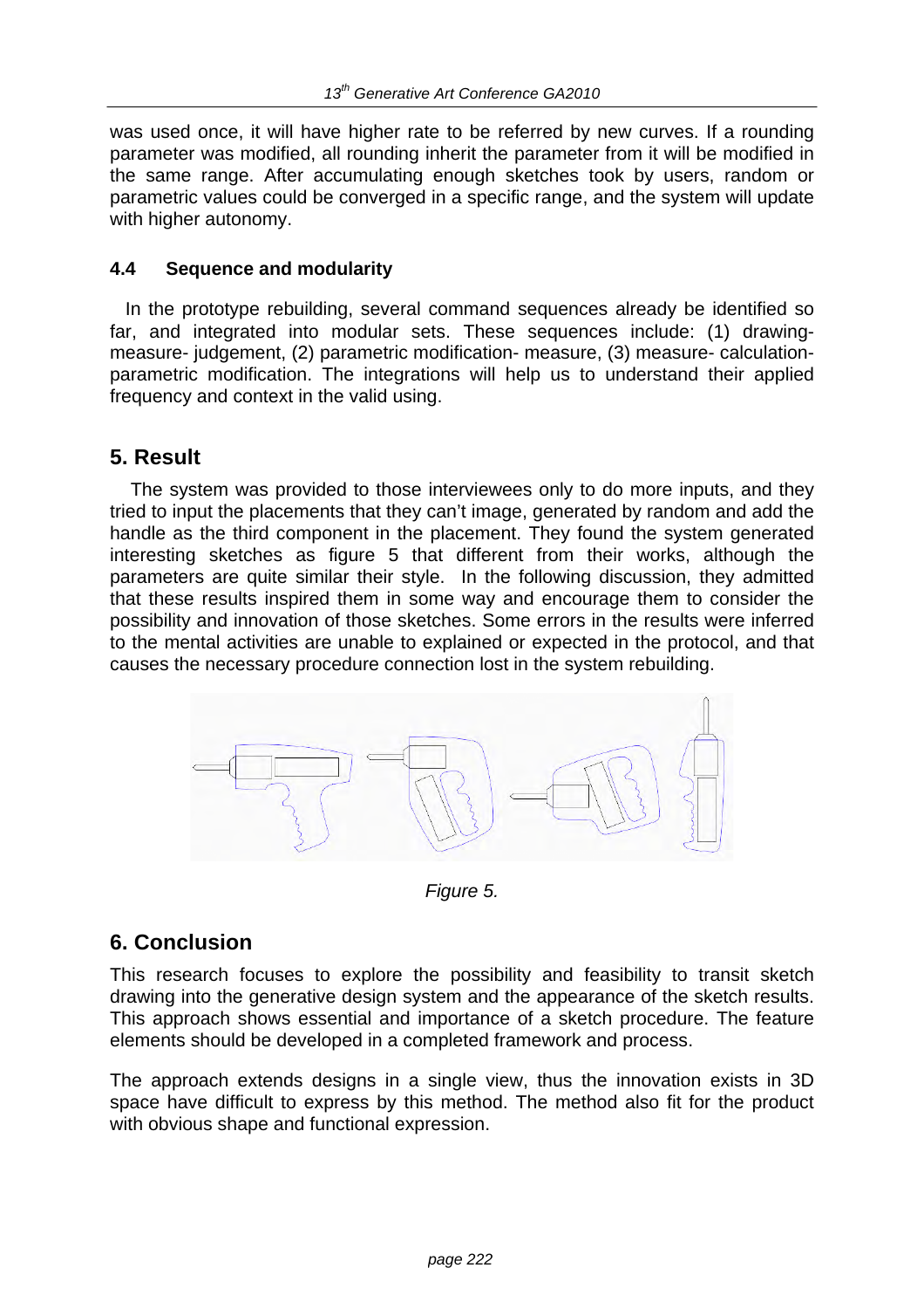was used once, it will have higher rate to be referred by new curves. If a rounding parameter was modified, all rounding inherit the parameter from it will be modified in the same range. After accumulating enough sketches took by users, random or parametric values could be converged in a specific range, and the system will update with higher autonomy.

### 4.4 Sequence and modularity

In the prototype rebuilding, several command sequences already be identified so far, and integrated into modular sets. These sequences include: (1) drawing- measure- judgement, (2) parametric modification- measure, (3) measure- calculation- parametric modification. The integrations will help us to understand their applied frequency and context in the valid using.

## 5. Result

The system was provided to those interviewees only to do more inputs, and they tried to input the placements that they can't image, generated by random and add the handle as the third component in the placement. They found the system generated interesting sketches as figure 5 that different from their works, although the parameters are quite similar their style. In the following discussion, they admitted that these results inspired them in some way and encourage them to consider the possibility and innovation of those sketches. Some errors in the results were inferred to the mental activities are unable to explained or expected in the protocol, and that causes the necessary procedure connection lost in the system rebuilding.

*Figure 5.*

## 6. Conclusion

This research focuses to explore the possibility and feasibility to transit sketch drawing into the generative design system and the appearance of the sketch results. This approach shows essential and importance of a sketch procedure. The feature elements should be developed in a completed framework and process.

The approach extends designs in a single view, thus the innovation exists in 3D space have difficult to express by this method. The method also fit for the product with obvious shape and functional expression.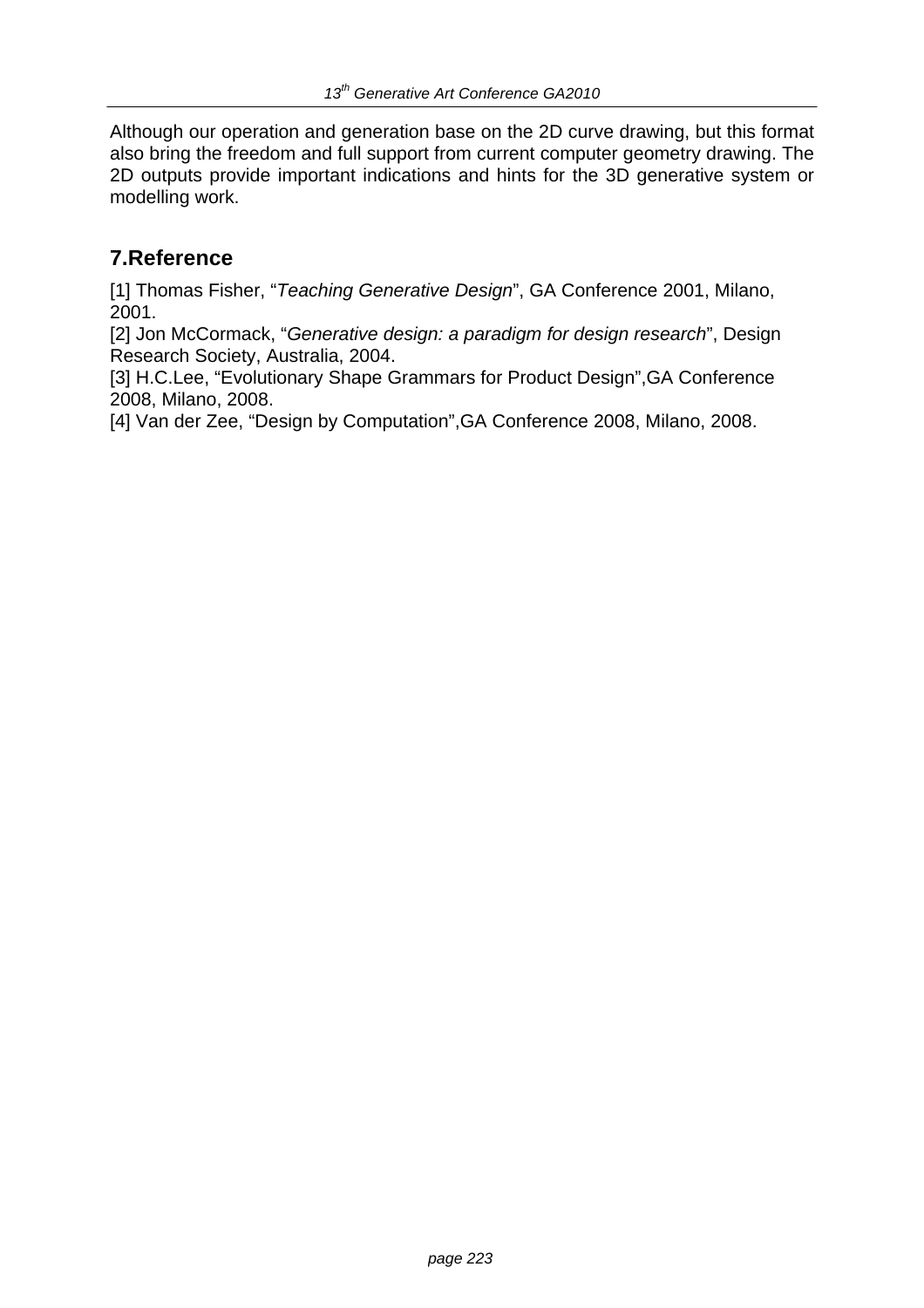Although our operation and generation base on the 2D curve drawing, but this format also bring the freedom and full support from current computer geometry drawing. The 2D outputs provide important indications and hints for the 3D generative system or modelling work.

## 7.Reference

[1] Thomas Fisher, "*Teaching Generative Design*", GA Conference 2001, Milano, 2001.
[2] Jon McCormack, "*Generative design: a paradigm for design research*", Design Research Society, Australia, 2004.
[3] H.C.Lee, "Evolutionary Shape Grammars for Product Design",GA Conference 2008, Milano, 2008.
[4] Van der Zee, "Design by Computation",GA Conference 2008, Milano, 2008.